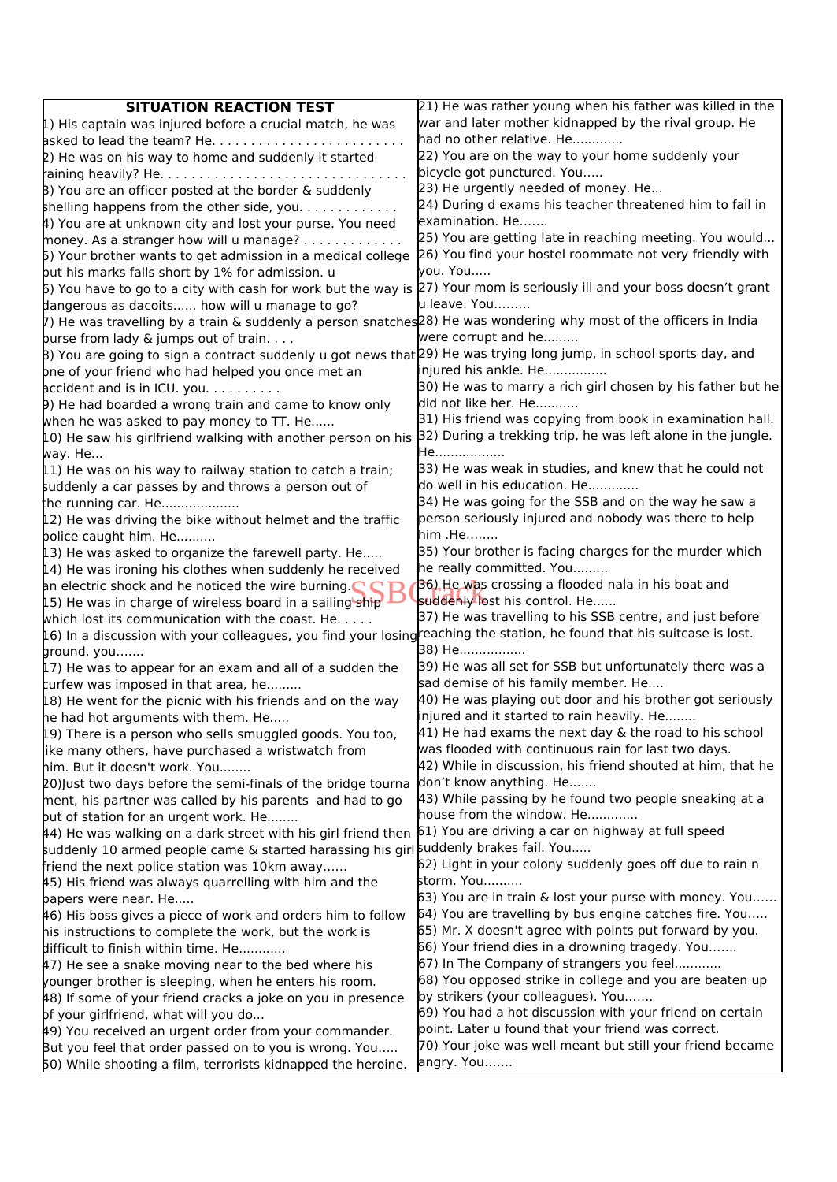# SITUATION REACTION TEST

1) His captain was injured before a crucial match, he was asked to lead the team? He. . . . . . . . . . . . . . . . . . . . . . . . .

2) He was on his way to home and suddenly it started raining heavily? He. . . . . . . . . . . . . . . . . . . . . . . . . . . . . . .

3) You are an officer posted at the border & suddenly shelling happens from the other side, you. . . . . . . . . . . .

4) You are at unknown city and lost your purse. You need money. As a stranger how will u manage? . . . . . . . . . . . .

5) Your brother wants to get admission in a medical college but his marks falls short by 1% for admission. u

6) You have to go to a city with cash for work but the way is dangerous as dacoits...... how will u manage to go?

7) He was travelling by a train & suddenly a person snatches purse from lady & jumps out of train. . . .

8) You are going to sign a contract suddenly u got news that one of your friend who had helped you once met an accident and is in ICU. you. . . . . . . . .

9) He had boarded a wrong train and came to know only when he was asked to pay money to TT. He......

10) He saw his girlfriend walking with another person on his way. He...

11) He was on his way to railway station to catch a train; suddenly a car passes by and throws a person out of the running car. He...................

12) He was driving the bike without helmet and the traffic police caught him. He..........

13) He was asked to organize the farewell party. He.....

14) He was ironing his clothes when suddenly he received an electric shock and he noticed the wire burning.

15) He was in charge of wireless board in a sailing ship which lost its communication with the coast. He. . . . .

16) In a discussion with your colleagues, you find your losing ground, you.......

17) He was to appear for an exam and all of a sudden the curfew was imposed in that area, he.........

18) He went for the picnic with his friends and on the way he had hot arguments with them. He.....

19) There is a person who sells smuggled goods. You too, like many others, have purchased a wristwatch from him. But it doesn't work. You........

20)Just two days before the semi-finals of the bridge tournament, his partner was called by his parents and had to go out of station for an urgent work. He........

21) He was rather young when his father was killed in the war and later mother kidnapped by the rival group. He had no other relative. He............

22) You are on the way to your home suddenly your bicycle got punctured. You.....

23) He urgently needed of money. He...

24) During d exams his teacher threatened him to fail in examination. He.......

25) You are getting late in reaching meeting. You would...

26) You find your hostel roommate not very friendly with you. You.....

27) Your mom is seriously ill and your boss doesn't grant u leave. You.........

28) He was wondering why most of the officers in India were corrupt and he.........

29) He was trying long jump, in school sports day, and injured his ankle. He................

30) He was to marry a rich girl chosen by his father but he did not like her. He...........

31) His friend was copying from book in examination hall.

32) During a trekking trip, he was left alone in the jungle. He.................

33) He was weak in studies, and knew that he could not do well in his education. He............

34) He was going for the SSB and on the way he saw a person seriously injured and nobody was there to help him .He........

35) Your brother is facing charges for the murder which he really committed. You.........

36) He was crossing a flooded nala in his boat and suddenly lost his control. He......

37) He was travelling to his SSB centre, and just before reaching the station, he found that his suitcase is lost.

38) He................

39) He was all set for SSB but unfortunately there was a sad demise of his family member. He....

40) He was playing out door and his brother got seriously injured and it started to rain heavily. He........

41) He had exams the next day & the road to his school was flooded with continuous rain for last two days.

42) While in discussion, his friend shouted at him, that he don't know anything. He.......

43) While passing by he found two people sneaking at a house from the window. He............

44) He was walking on a dark street with his girl friend then suddenly 10 armed people came & started harassing his girl friend the next police station was 10km away......

45) His friend was always quarrelling with him and the papers were near. He.....

46) His boss gives a piece of work and orders him to follow his instructions to complete the work, but the work is difficult to finish within time. He...........

47) He see a snake moving near to the bed where his younger brother is sleeping, when he enters his room.

48) If some of your friend cracks a joke on you in presence of your girlfriend, what will you do...

49) You received an urgent order from your commander. But you feel that order passed on to you is wrong. You.....

50) While shooting a film, terrorists kidnapped the heroine.

61) You are driving a car on highway at full speed suddenly brakes fail. You.....

62) Light in your colony suddenly goes off due to rain n storm. You..........

63) You are in train & lost your purse with money. You......

64) You are travelling by bus engine catches fire. You.....

65) Mr. X doesn't agree with points put forward by you.

66) Your friend dies in a drowning tragedy. You.......

67) In The Company of strangers you feel............

68) You opposed strike in college and you are beaten up by strikers (your colleagues). You.......

69) You had a hot discussion with your friend on certain point. Later u found that your friend was correct.

70) Your joke was well meant but still your friend became angry. You.......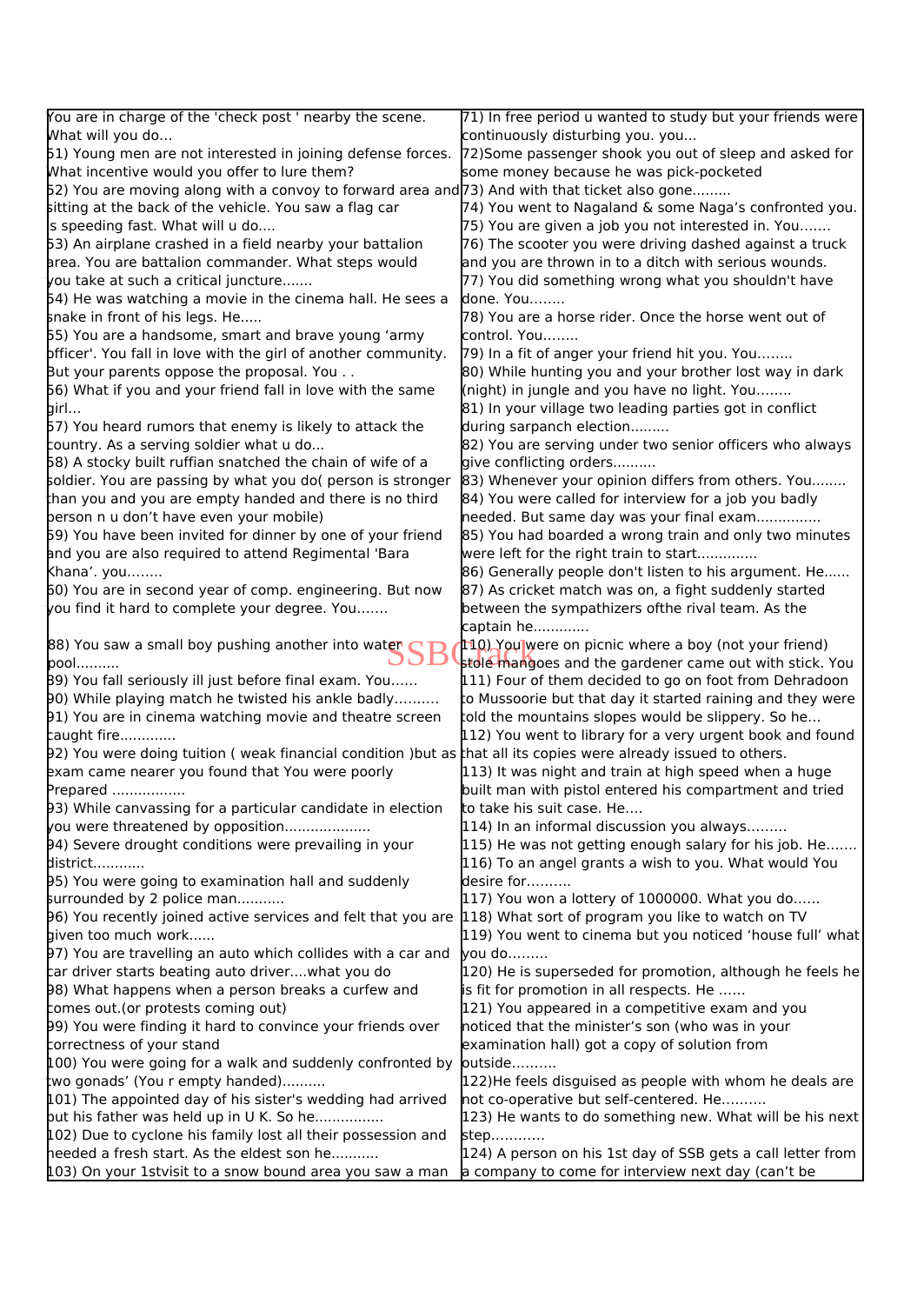You are in charge of the 'check post ' nearby the scene. What will you do...

51) Young men are not interested in joining defense forces. What incentive would you offer to lure them?

52) You are moving along with a convoy to forward area and sitting at the back of the vehicle. You saw a flag car is speeding fast. What will u do....

53) An airplane crashed in a field nearby your battalion area. You are battalion commander. What steps would you take at such a critical juncture.......

54) He was watching a movie in the cinema hall. He sees a snake in front of his legs. He.....

55) You are a handsome, smart and brave young 'army officer'. You fall in love with the girl of another community. But your parents oppose the proposal. You . .

56) What if you and your friend fall in love with the same girl...

57) You heard rumors that enemy is likely to attack the country. As a serving soldier what u do...

58) A stocky built ruffian snatched the chain of wife of a soldier. You are passing by what you do( person is stronger than you and you are empty handed and there is no third person n u don't have even your mobile)

59) You have been invited for dinner by one of your friend and you are also required to attend Regimental 'Bara Khana'. you........

60) You are in second year of comp. engineering. But now you find it hard to complete your degree. You.......

71) In free period u wanted to study but your friends were continuously disturbing you. you...

72)Some passenger shook you out of sleep and asked for some money because he was pick-pocketed

73) And with that ticket also gone.........

74) You went to Nagaland & some Naga's confronted you.

75) You are given a job you not interested in. You.......

76) The scooter you were driving dashed against a truck and you are thrown in to a ditch with serious wounds.

77) You did something wrong what you shouldn't have done. You........

78) You are a horse rider. Once the horse went out of control. You........

79) In a fit of anger your friend hit you. You........

80) While hunting you and your brother lost way in dark (night) in jungle and you have no light. You........

81) In your village two leading parties got in conflict during sarpanch election.........

82) You are serving under two senior officers who always give conflicting orders..........

83) Whenever your opinion differs from others. You........

84) You were called for interview for a job you badly needed. But same day was your final exam...............

85) You had boarded a wrong train and only two minutes were left for the right train to start.............

86) Generally people don't listen to his argument. He......

87) As cricket match was on, a fight suddenly started between the sympathizers ofthe rival team. As the captain he............

88) You saw a small boy pushing another into water pool..........

89) You fall seriously ill just before final exam. You......

90) While playing match he twisted his ankle badly..........

91) You are in cinema watching movie and theatre screen caught fire.............

92) You were doing tuition ( weak financial condition )but as exam came nearer you found that You were poorly Prepared .................

93) While canvassing for a particular candidate in election you were threatened by opposition....................

94) Severe drought conditions were prevailing in your district............

95) You were going to examination hall and suddenly surrounded by 2 police man...........

96) You recently joined active services and felt that you are given too much work......

97) You are travelling an auto which collides with a car and car driver starts beating auto driver....what you do

98) What happens when a person breaks a curfew and comes out.(or protests coming out)

99) You were finding it hard to convince your friends over correctness of your stand

100) You were going for a walk and suddenly confronted by two gonads' (You r empty handed)..........

101) The appointed day of his sister's wedding had arrived but his father was held up in U K. So he................

102) Due to cyclone his family lost all their possession and needed a fresh start. As the eldest son he...........

103) On your 1stvisit to a snow bound area you saw a man

110) You were on picnic where a boy (not your friend) stole mangoes and the gardener came out with stick. You

111) Four of them decided to go on foot from Dehradoon to Mussoorie but that day it started raining and they were told the mountains slopes would be slippery. So he...

112) You went to library for a very urgent book and found that all its copies were already issued to others.

113) It was night and train at high speed when a huge built man with pistol entered his compartment and tried to take his suit case. He....

114) In an informal discussion you always.........

115) He was not getting enough salary for his job. He.......

116) To an angel grants a wish to you. What would You desire for..........

117) You won a lottery of 1000000. What you do......

118) What sort of program you like to watch on TV

119) You went to cinema but you noticed 'house full' what you do.........

120) He is superseded for promotion, although he feels he is fit for promotion in all respects. He ......

121) You appeared in a competitive exam and you noticed that the minister's son (who was in your examination hall) got a copy of solution from outside..........

122)He feels disguised as people with whom he deals are not co-operative but self-centered. He..........

123) He wants to do something new. What will be his next step............

124) A person on his 1st day of SSB gets a call letter from a company to come for interview next day (can't be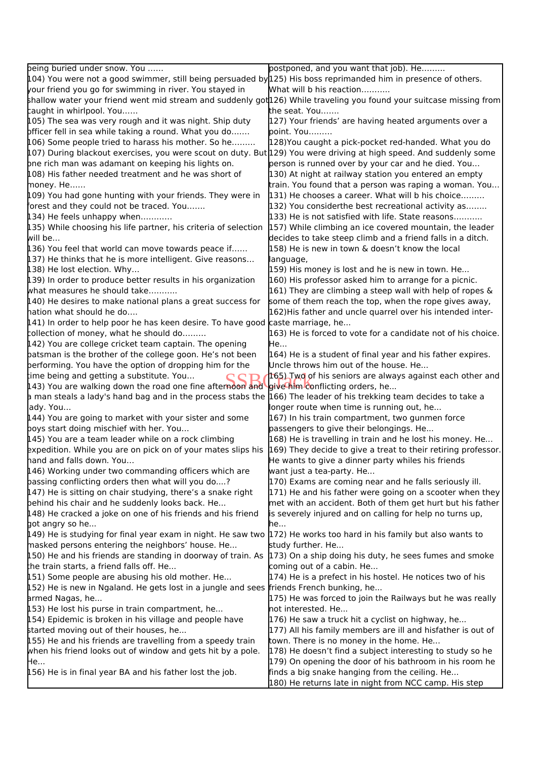being buried under snow. You ......

104) You were not a good swimmer, still being persuaded by your friend you go for swimming in river. You stayed in shallow water your friend went mid stream and suddenly got caught in whirlpool. You......

105) The sea was very rough and it was night. Ship duty officer fell in sea while taking a round. What you do.......

106) Some people tried to harass his mother. So he.........

107) During blackout exercises, you were scout on duty. But one rich man was adamant on keeping his lights on.

108) His father needed treatment and he was short of money. He......

109) You had gone hunting with your friends. They were in forest and they could not be traced. You.......

postponed, and you want that job). He.........

125) His boss reprimanded him in presence of others. What will b his reaction...........

126) While traveling you found your suitcase missing from the seat. You.......

127) Your friends' are having heated arguments over a point. You.........

128)You caught a pick-pocket red-handed. What you do

129) You were driving at high speed. And suddenly some person is runned over by your car and he died. You...

130) At night at railway station you entered an empty train. You found that a person was raping a woman. You...

131) He chooses a career. What will b his choice.........

132) You considerthe best recreational activity as........

133) He is not satisfied with life. State reasons...........

134) He feels unhappy when............

135) While choosing his life partner, his criteria of selection will be...

136) You feel that world can move towards peace if......

137) He thinks that he is more intelligent. Give reasons...

138) He lost election. Why...

139) In order to produce better results in his organization what measures he should take...........

140) He desires to make national plans a great success for nation what should he do....

141) In order to help poor he has keen desire. To have good collection of money, what he should do.........

142) You are college cricket team captain. The opening batsman is the brother of the college goon. He's not been performing. You have the option of dropping him for the time being and getting a substitute. You...

143) You are walking down the road one fine afternoon and a man steals a lady's hand bag and in the process stabs the lady. You...

144) You are going to market with your sister and some boys start doing mischief with her. You...

145) You are a team leader while on a rock climbing expedition. While you are on pick on of your mates slips his hand and falls down. You...

146) Working under two commanding officers which are passing conflicting orders then what will you do....?

147) He is sitting on chair studying, there's a snake right behind his chair and he suddenly looks back. He...

148) He cracked a joke on one of his friends and his friend got angry so he...

149) He is studying for final year exam in night. He saw two masked persons entering the neighbors' house. He...

150) He and his friends are standing in doorway of train. As the train starts, a friend falls off. He...

151) Some people are abusing his old mother. He...

152) He is new in Ngaland. He gets lost in a jungle and sees armed Nagas, he...

153) He lost his purse in train compartment, he...

154) Epidemic is broken in his village and people have started moving out of their houses, he...

155) He and his friends are travelling from a speedy train when his friend looks out of window and gets hit by a pole. He...

156) He is in final year BA and his father lost the job.

157) While climbing an ice covered mountain, the leader decides to take steep climb and a friend falls in a ditch.

158) He is new in town & doesn't know the local language,

159) His money is lost and he is new in town. He...

160) His professor asked him to arrange for a picnic.

161) They are climbing a steep wall with help of ropes & some of them reach the top, when the rope gives away,

162)His father and uncle quarrel over his intended inter-caste marriage, he...

163) He is forced to vote for a candidate not of his choice. He...

164) He is a student of final year and his father expires. Uncle throws him out of the house. He...

165) Two of his seniors are always against each other and give him conflicting orders, he...

166) The leader of his trekking team decides to take a longer route when time is running out, he...

167) In his train compartment, two gunmen force passengers to give their belongings. He...

168) He is travelling in train and he lost his money. He...

169) They decide to give a treat to their retiring professor. He wants to give a dinner party whiles his friends want just a tea-party. He...

170) Exams are coming near and he falls seriously ill.

171) He and his father were going on a scooter when they met with an accident. Both of them get hurt but his father is severely injured and on calling for help no turns up, he...

172) He works too hard in his family but also wants to study further. He...

173) On a ship doing his duty, he sees fumes and smoke coming out of a cabin. He...

174) He is a prefect in his hostel. He notices two of his friends French bunking, he...

175) He was forced to join the Railways but he was really not interested. He...

176) He saw a truck hit a cyclist on highway, he...

177) All his family members are ill and hisfather is out of town. There is no money in the home. He...

178) He doesn't find a subject interesting to study so he

179) On opening the door of his bathroom in his room he finds a big snake hanging from the ceiling. He...

180) He returns late in night from NCC camp. His step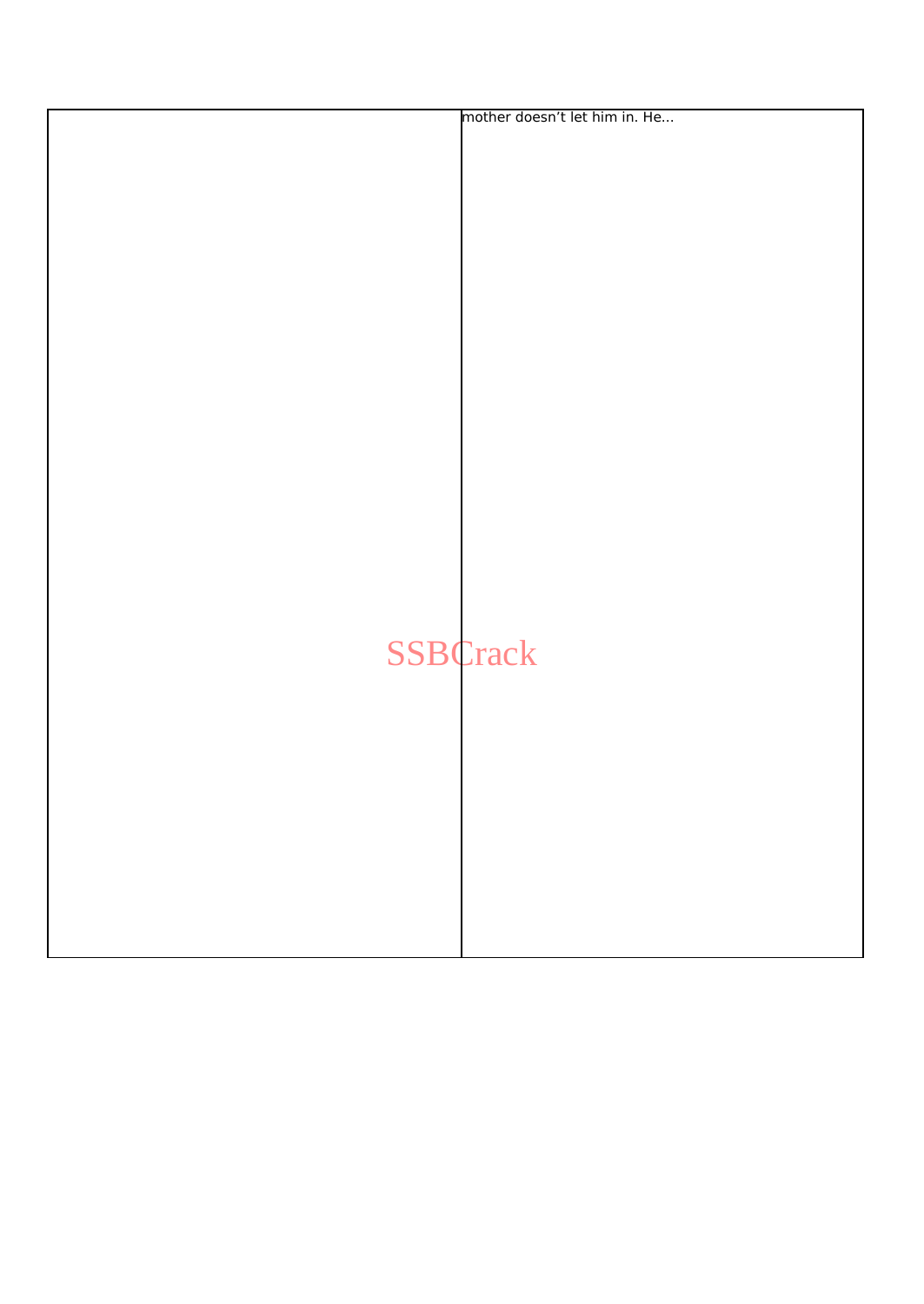| | |
|---|---|
| | mother doesn’t let him in. He… |